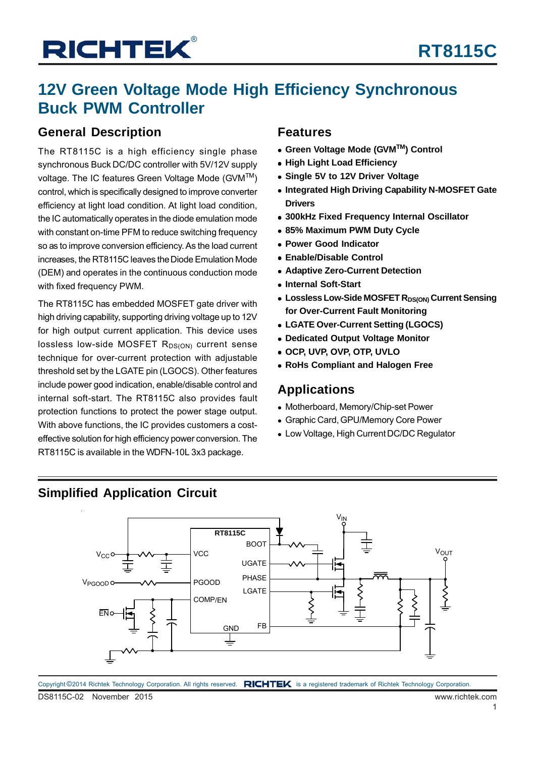# 12V Green Voltage Mode High Efficiency Synchronous Buck PWM Controller

## General Description

The RT8115C is a high efficiency single phase synchronous Buck DC/DC controller with 5V/12V supply voltage. The IC features Green Voltage Mode (GVM™) control, which is specifically designed to improve converter efficiency at light load condition. At light load condition, the IC automatically operates in the diode emulation mode with constant on-time PFM to reduce switching frequency so as to improve conversion efficiency. As the load current increases, the RT8115C leaves the Diode Emulation Mode (DEM) and operates in the continuous conduction mode with fixed frequency PWM.

The RT8115C has embedded MOSFET gate driver with high driving capability, supporting driving voltage up to 12V for high output current application. This device uses lossless low-side MOSFET $R_{DS(ON)}$ current sense technique for over-current protection with adjustable threshold set by the LGATE pin (LGOCS). Other features include power good indication, enable/disable control and internal soft-start. The RT8115C also provides fault protection functions to protect the power stage output. With above functions, the IC provides customers a cost-effective solution for high efficiency power conversion. The RT8115C is available in the WDFN-10L 3x3 package.

## Features

- **Green Voltage Mode (GVM™) Control**
- **High Light Load Efficiency**
- **Single 5V to 12V Driver Voltage**
- **Integrated High Driving Capability N-MOSFET Gate Drivers**
- **300kHz Fixed Frequency Internal Oscillator**
- **85% Maximum PWM Duty Cycle**
- **Power Good Indicator**
- **Enable/Disable Control**
- **Adaptive Zero-Current Detection**
- **Internal Soft-Start**
- **Lossless Low-Side MOSFET $R_{DS(ON)}$ Current Sensing for Over-Current Fault Monitoring**
- **LGATE Over-Current Setting (LGOCS)**
- **Dedicated Output Voltage Monitor**
- **OCP, UVP, OVP, OTP, UVLO**
- **RoHS Compliant and Halogen Free**

## Applications

- Motherboard, Memory/Chip-set Power
- Graphic Card, GPU/Memory Core Power
- Low Voltage, High Current DC/DC Regulator

## Simplified Application Circuit

RT8115C, VCC, PGOOD, COMP/EN, GND, BOOT, UGATE, PHASE, LGATE, FB, $V_{CC}$, $V_{PGOOD}$, EN, $V_{IN}$, $V_{OUT}$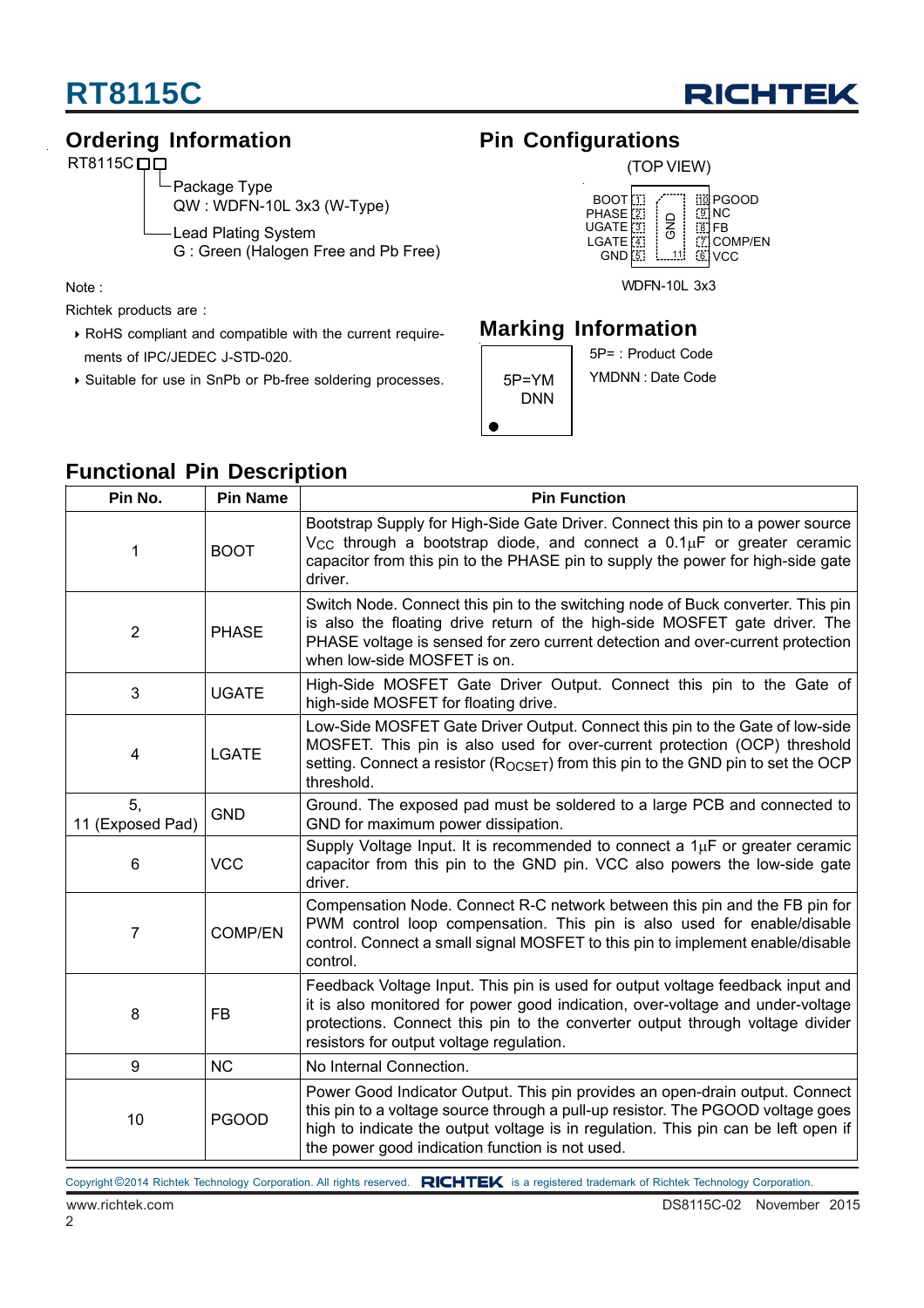## Ordering Information

RT8115C□□

- Package Type
  QW : WDFN-10L 3x3 (W-Type)
- Lead Plating System
  G : Green (Halogen Free and Pb Free)

Note :

Richtek products are :

- RoHS compliant and compatible with the current requirements of IPC/JEDEC J-STD-020.
- Suitable for use in SnPb or Pb-free soldering processes.

## Pin Configurations

(TOP VIEW)

| Left pin | No. | | No. | Right pin |
|---|---|---|---|---|
| BOOT | 1 | GND (11) | 10 | PGOOD |
| PHASE | 2 | | 9 | NC |
| UGATE | 3 | | 8 | FB |
| LGATE | 4 | | 7 | COMP/EN |
| GND | 5 | | 6 | VCC |

WDFN-10L 3x3

## Marking Information

5P=YM
DNN

5P= : Product Code

YMDNN : Date Code

## Functional Pin Description

| Pin No. | Pin Name | Pin Function |
|---|---|---|
| 1 | BOOT | Bootstrap Supply for High-Side Gate Driver. Connect this pin to a power source $V_{CC}$ through a bootstrap diode, and connect a 0.1μF or greater ceramic capacitor from this pin to the PHASE pin to supply the power for high-side gate driver. |
| 2 | PHASE | Switch Node. Connect this pin to the switching node of Buck converter. This pin is also the floating drive return of the high-side MOSFET gate driver. The PHASE voltage is sensed for zero current detection and over-current protection when low-side MOSFET is on. |
| 3 | UGATE | High-Side MOSFET Gate Driver Output. Connect this pin to the Gate of high-side MOSFET for floating drive. |
| 4 | LGATE | Low-Side MOSFET Gate Driver Output. Connect this pin to the Gate of low-side MOSFET. This pin is also used for over-current protection (OCP) threshold setting. Connect a resistor ($R_{OCSET}$) from this pin to the GND pin to set the OCP threshold. |
| 5, 11 (Exposed Pad) | GND | Ground. The exposed pad must be soldered to a large PCB and connected to GND for maximum power dissipation. |
| 6 | VCC | Supply Voltage Input. It is recommended to connect a 1μF or greater ceramic capacitor from this pin to the GND pin. VCC also powers the low-side gate driver. |
| 7 | COMP/EN | Compensation Node. Connect R-C network between this pin and the FB pin for PWM control loop compensation. This pin is also used for enable/disable control. Connect a small signal MOSFET to this pin to implement enable/disable control. |
| 8 | FB | Feedback Voltage Input. This pin is used for output voltage feedback input and it is also monitored for power good indication, over-voltage and under-voltage protections. Connect this pin to the converter output through voltage divider resistors for output voltage regulation. |
| 9 | NC | No Internal Connection. |
| 10 | PGOOD | Power Good Indicator Output. This pin provides an open-drain output. Connect this pin to a voltage source through a pull-up resistor. The PGOOD voltage goes high to indicate the output voltage is in regulation. This pin can be left open if the power good indication function is not used. |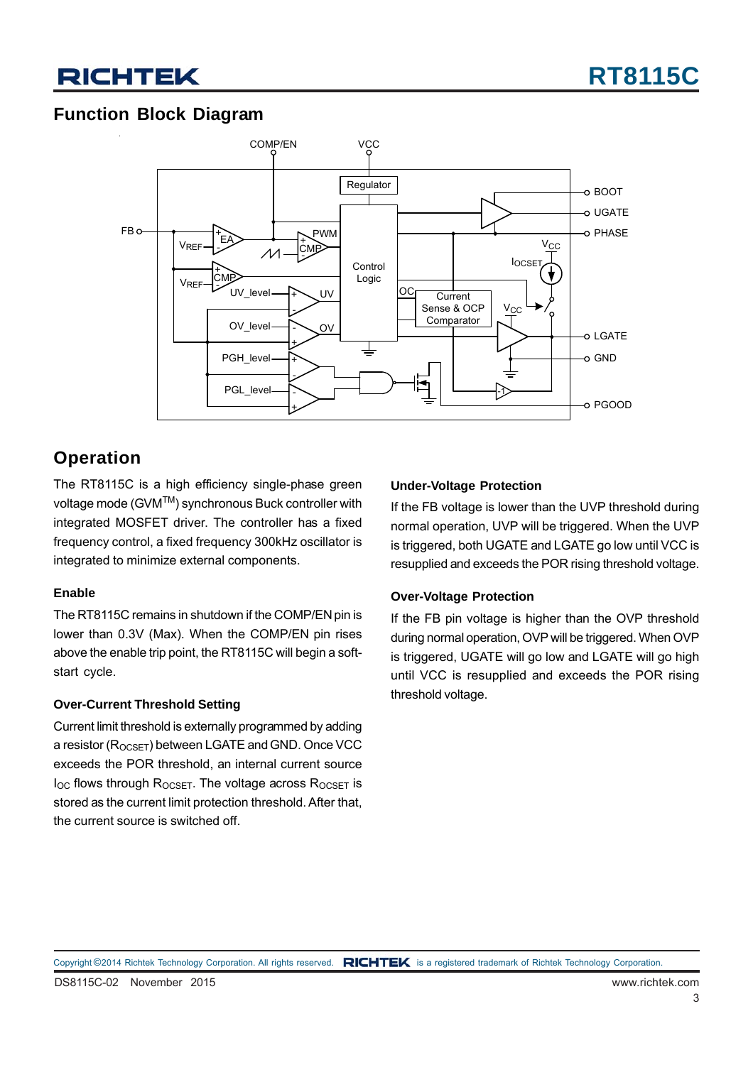## Function Block Diagram

## Operation

The RT8115C is a high efficiency single-phase green voltage mode (GVM™) synchronous Buck controller with integrated MOSFET driver. The controller has a fixed frequency control, a fixed frequency 300kHz oscillator is integrated to minimize external components.

### Enable

The RT8115C remains in shutdown if the COMP/EN pin is lower than 0.3V (Max). When the COMP/EN pin rises above the enable trip point, the RT8115C will begin a soft-start cycle.

### Over-Current Threshold Setting

Current limit threshold is externally programmed by adding a resistor ($R_{OCSET}$) between LGATE and GND. Once VCC exceeds the POR threshold, an internal current source $I_{OC}$ flows through $R_{OCSET}$. The voltage across $R_{OCSET}$ is stored as the current limit protection threshold. After that, the current source is switched off.

### Under-Voltage Protection

If the FB voltage is lower than the UVP threshold during normal operation, UVP will be triggered. When the UVP is triggered, both UGATE and LGATE go low until VCC is resupplied and exceeds the POR rising threshold voltage.

### Over-Voltage Protection

If the FB pin voltage is higher than the OVP threshold during normal operation, OVP will be triggered. When OVP is triggered, UGATE will go low and LGATE will go high until VCC is resupplied and exceeds the POR rising threshold voltage.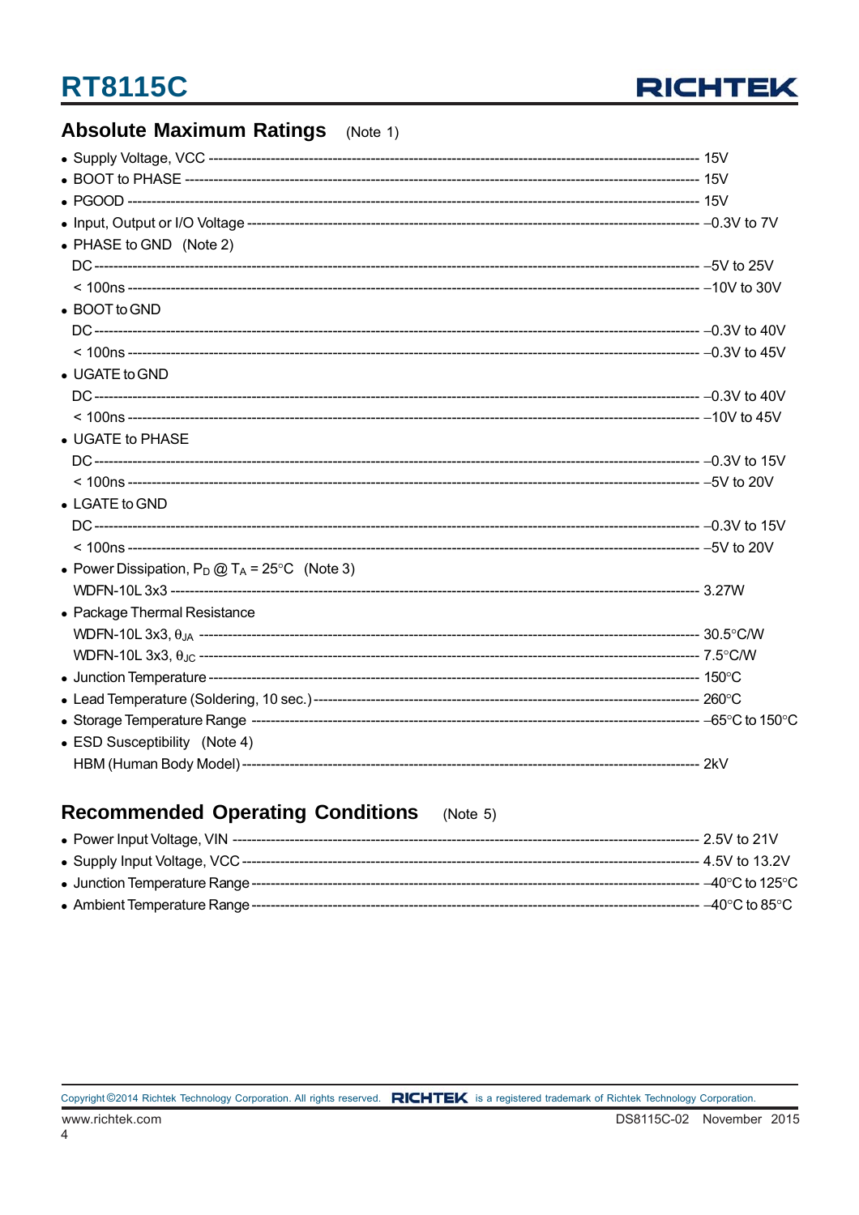## Absolute Maximum Ratings (Note 1)

- Supply Voltage, VCC ------------------------------------------------------------ 15V
- BOOT to PHASE ------------------------------------------------------------ 15V
- PGOOD ------------------------------------------------------------ 15V
- Input, Output or I/O Voltage ------------------------------------------------------------ −0.3V to 7V
- PHASE to GND (Note 2)
  DC ------------------------------------------------------------ −5V to 25V
  < 100ns ------------------------------------------------------------ −10V to 30V
- BOOT to GND
  DC ------------------------------------------------------------ −0.3V to 40V
  < 100ns ------------------------------------------------------------ −0.3V to 45V
- UGATE to GND
  DC ------------------------------------------------------------ −0.3V to 40V
  < 100ns ------------------------------------------------------------ −10V to 45V
- UGATE to PHASE
  DC ------------------------------------------------------------ −0.3V to 15V
  < 100ns ------------------------------------------------------------ −5V to 20V
- LGATE to GND
  DC ------------------------------------------------------------ −0.3V to 15V
  < 100ns ------------------------------------------------------------ −5V to 20V
- Power Dissipation, $P_D$ @ $T_A$ = 25°C (Note 3)
  WDFN-10L 3x3 ------------------------------------------------------------ 3.27W
- Package Thermal Resistance
  WDFN-10L 3x3, $\theta_{JA}$ ------------------------------------------------------------ 30.5°C/W
  WDFN-10L 3x3, $\theta_{JC}$ ------------------------------------------------------------ 7.5°C/W
- Junction Temperature ------------------------------------------------------------ 150°C
- Lead Temperature (Soldering, 10 sec.) ------------------------------------------------------------ 260°C
- Storage Temperature Range ------------------------------------------------------------ −65°C to 150°C
- ESD Susceptibility (Note 4)
  HBM (Human Body Model) ------------------------------------------------------------ 2kV

## Recommended Operating Conditions (Note 5)

- Power Input Voltage, VIN ------------------------------------------------------------ 2.5V to 21V
- Supply Input Voltage, VCC ------------------------------------------------------------ 4.5V to 13.2V
- Junction Temperature Range ------------------------------------------------------------ −40°C to 125°C
- Ambient Temperature Range ------------------------------------------------------------ −40°C to 85°C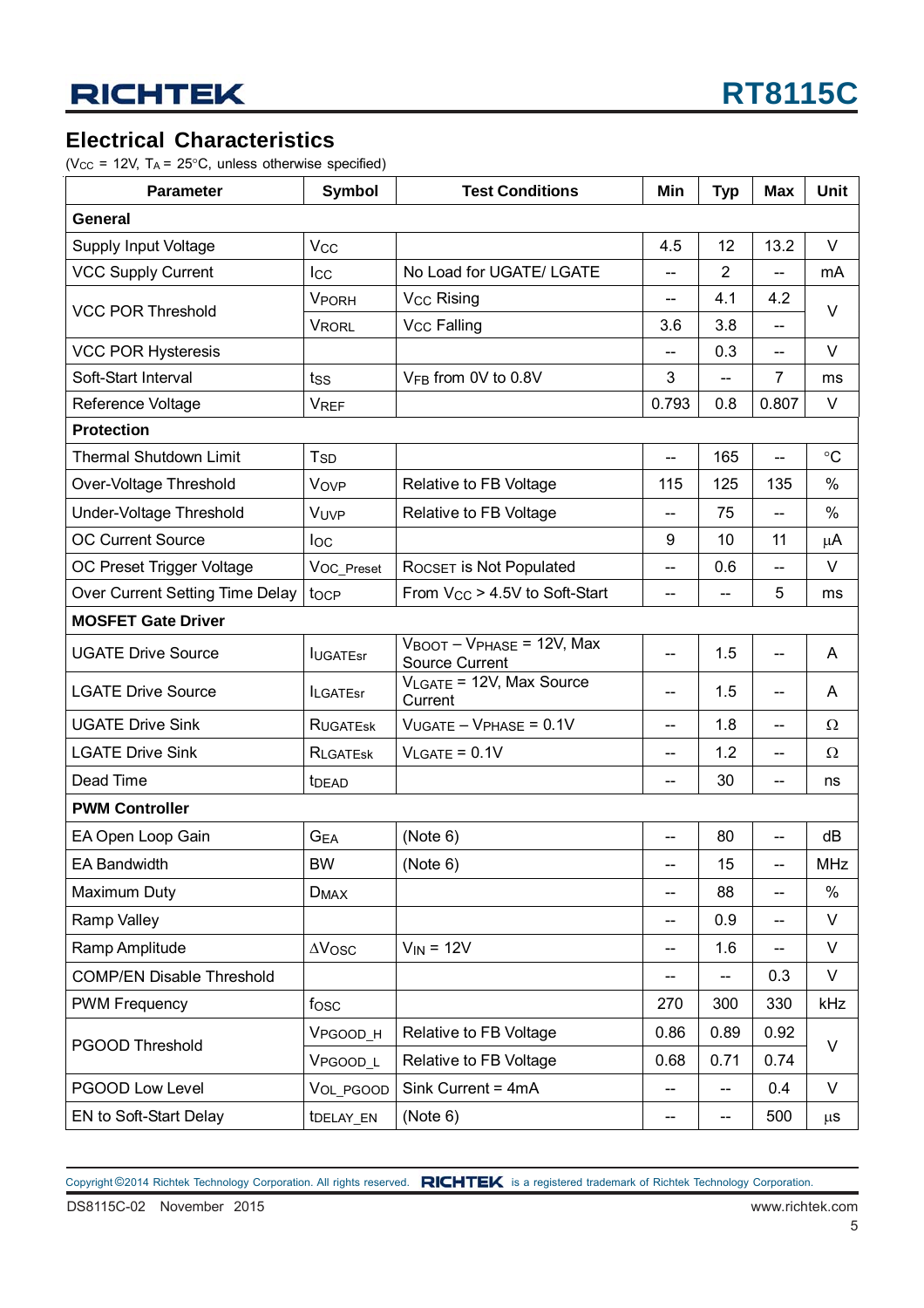## Electrical Characteristics

($V_{CC}$ = 12V, $T_A$ = 25°C, unless otherwise specified)

| Parameter | Symbol | Test Conditions | Min | Typ | Max | Unit |
|---|---|---|---|---|---|---|
| **General** | | | | | | |
| Supply Input Voltage | $V_{CC}$ | | 4.5 | 12 | 13.2 | V |
| VCC Supply Current | $I_{CC}$ | No Load for UGATE/ LGATE | -- | 2 | -- | mA |
| VCC POR Threshold | $V_{PORH}$ | $V_{CC}$ Rising | -- | 4.1 | 4.2 | V |
| | $V_{RORL}$ | $V_{CC}$ Falling | 3.6 | 3.8 | -- | |
| VCC POR Hysteresis | | | -- | 0.3 | -- | V |
| Soft-Start Interval | $t_{SS}$ | $V_{FB}$ from 0V to 0.8V | 3 | -- | 7 | ms |
| Reference Voltage | $V_{REF}$ | | 0.793 | 0.8 | 0.807 | V |
| **Protection** | | | | | | |
| Thermal Shutdown Limit | $T_{SD}$ | | -- | 165 | -- | °C |
| Over-Voltage Threshold | $V_{OVP}$ | Relative to FB Voltage | 115 | 125 | 135 | % |
| Under-Voltage Threshold | $V_{UVP}$ | Relative to FB Voltage | -- | 75 | -- | % |
| OC Current Source | $I_{OC}$ | | 9 | 10 | 11 | μA |
| OC Preset Trigger Voltage | $V_{OC\_Preset}$ | $R_{OCSET}$ is Not Populated | -- | 0.6 | -- | V |
| Over Current Setting Time Delay | $t_{OCP}$ | From $V_{CC}$ > 4.5V to Soft-Start | -- | -- | 5 | ms |
| **MOSFET Gate Driver** | | | | | | |
| UGATE Drive Source | $I_{UGATEsr}$ | $V_{BOOT}$ – $V_{PHASE}$ = 12V, Max Source Current | -- | 1.5 | -- | A |
| LGATE Drive Source | $I_{LGATEsr}$ | $V_{LGATE}$ = 12V, Max Source Current | -- | 1.5 | -- | A |
| UGATE Drive Sink | $R_{UGATEsk}$ | $V_{UGATE}$ – $V_{PHASE}$ = 0.1V | -- | 1.8 | -- | Ω |
| LGATE Drive Sink | $R_{LGATEsk}$ | $V_{LGATE}$ = 0.1V | -- | 1.2 | -- | Ω |
| Dead Time | $t_{DEAD}$ | | -- | 30 | -- | ns |
| **PWM Controller** | | | | | | |
| EA Open Loop Gain | $G_{EA}$ | (Note 6) | -- | 80 | -- | dB |
| EA Bandwidth | BW | (Note 6) | -- | 15 | -- | MHz |
| Maximum Duty | $D_{MAX}$ | | -- | 88 | -- | % |
| Ramp Valley | | | -- | 0.9 | -- | V |
| Ramp Amplitude | $\Delta V_{OSC}$ | $V_{IN}$ = 12V | -- | 1.6 | -- | V |
| COMP/EN Disable Threshold | | | -- | -- | 0.3 | V |
| PWM Frequency | $f_{OSC}$ | | 270 | 300 | 330 | kHz |
| PGOOD Threshold | $V_{PGOOD\_H}$ | Relative to FB Voltage | 0.86 | 0.89 | 0.92 | V |
| | $V_{PGOOD\_L}$ | Relative to FB Voltage | 0.68 | 0.71 | 0.74 | |
| PGOOD Low Level | $V_{OL\_PGOOD}$ | Sink Current = 4mA | -- | -- | 0.4 | V |
| EN to Soft-Start Delay | $t_{DELAY\_EN}$ | (Note 6) | -- | -- | 500 | μs |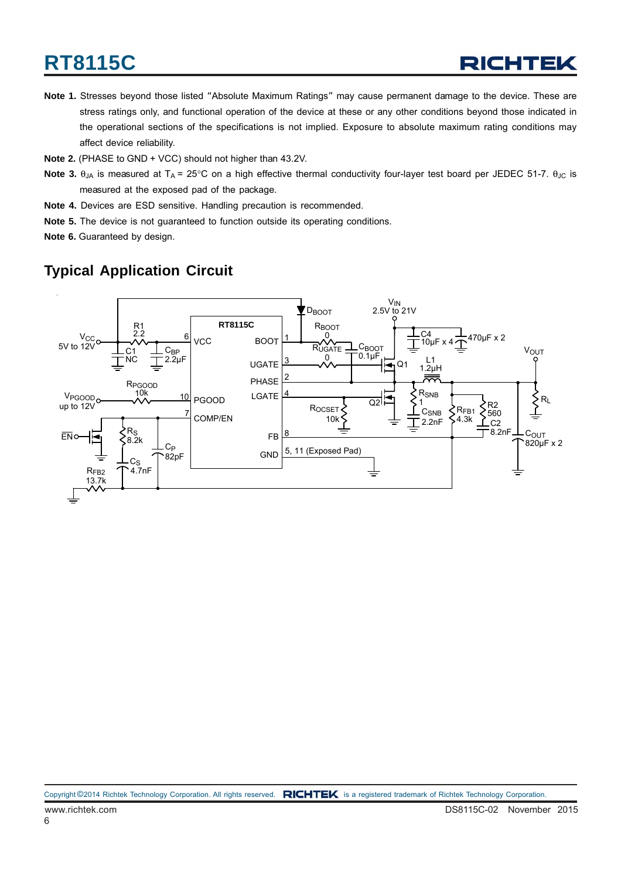**Note 1.** Stresses beyond those listed "Absolute Maximum Ratings" may cause permanent damage to the device. These are stress ratings only, and functional operation of the device at these or any other conditions beyond those indicated in the operational sections of the specifications is not implied. Exposure to absolute maximum rating conditions may affect device reliability.

**Note 2.** (PHASE to GND + VCC) should not higher than 43.2V.

**Note 3.** $\theta_{JA}$ is measured at $T_A$ = 25°C on a high effective thermal conductivity four-layer test board per JEDEC 51-7. $\theta_{JC}$ is measured at the exposed pad of the package.

**Note 4.** Devices are ESD sensitive. Handling precaution is recommended.

**Note 5.** The device is not guaranteed to function outside its operating conditions.

**Note 6.** Guaranteed by design.

## Typical Application Circuit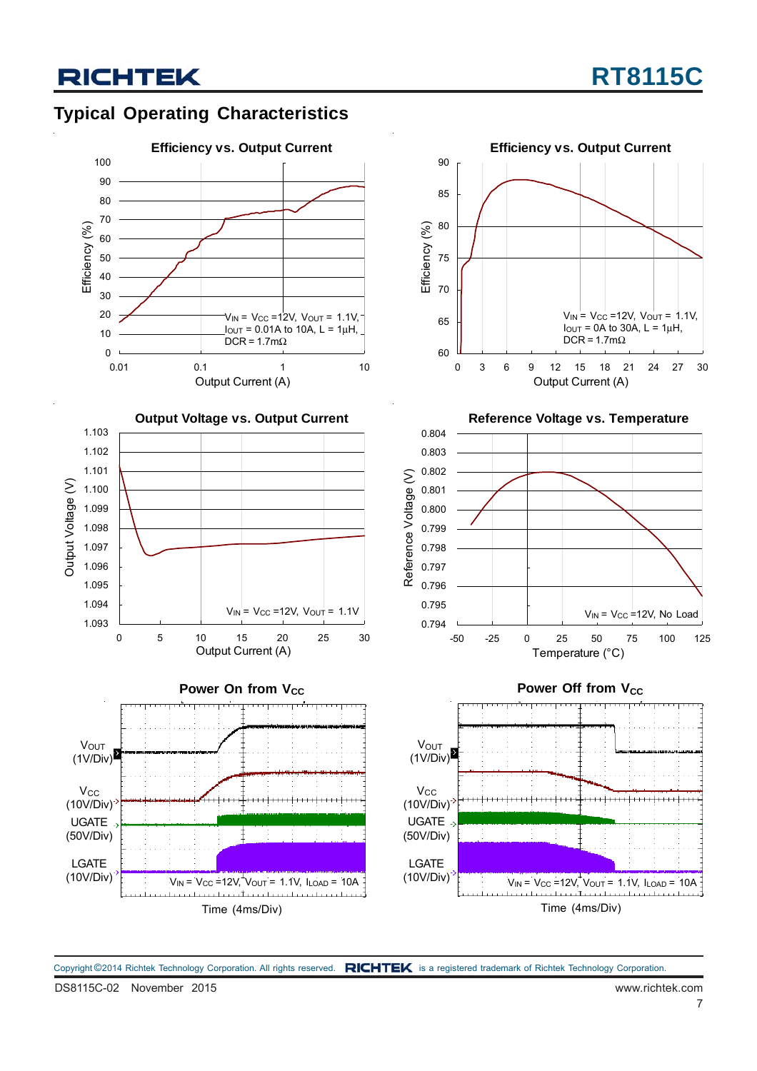## Typical Operating Characteristics

**Efficiency vs. Output Current**

Efficiency (%)

$V_{IN}$ = $V_{CC}$ =12V, $V_{OUT}$ = 1.1V, $I_{OUT}$ = 0.01A to 10A, L = 1μH, DCR = 1.7mΩ

Output Current (A)

**Efficiency vs. Output Current**

Efficiency (%)

$V_{IN}$ = $V_{CC}$ =12V, $V_{OUT}$ = 1.1V, $I_{OUT}$ = 0A to 30A, L = 1μH, DCR = 1.7mΩ

Output Current (A)

**Output Voltage vs. Output Current**

Output Voltage (V)

$V_{IN}$ = $V_{CC}$ =12V, $V_{OUT}$ = 1.1V

Output Current (A)

**Reference Voltage vs. Temperature**

Reference Voltage (V)

$V_{IN}$ = $V_{CC}$ =12V, No Load

Temperature (°C)

**Power On from $V_{CC}$**

$V_{OUT}$ (1V/Div)

$V_{CC}$ (10V/Div)

UGATE (50V/Div)

LGATE (10V/Div)

$V_{IN}$ = $V_{CC}$ =12V, $V_{OUT}$ = 1.1V, $I_{LOAD}$ = 10A

Time (4ms/Div)

**Power Off from $V_{CC}$**

$V_{OUT}$ (1V/Div)

$V_{CC}$ (10V/Div)

UGATE (50V/Div)

LGATE (10V/Div)

$V_{IN}$ = $V_{CC}$ =12V, $V_{OUT}$ = 1.1V, $I_{LOAD}$ = 10A

Time (4ms/Div)

Copyright ©2014 Richtek Technology Corporation. All rights reserved. RICHTEK is a registered trademark of Richtek Technology Corporation.

DS8115C-02 November 2015

www.richtek.com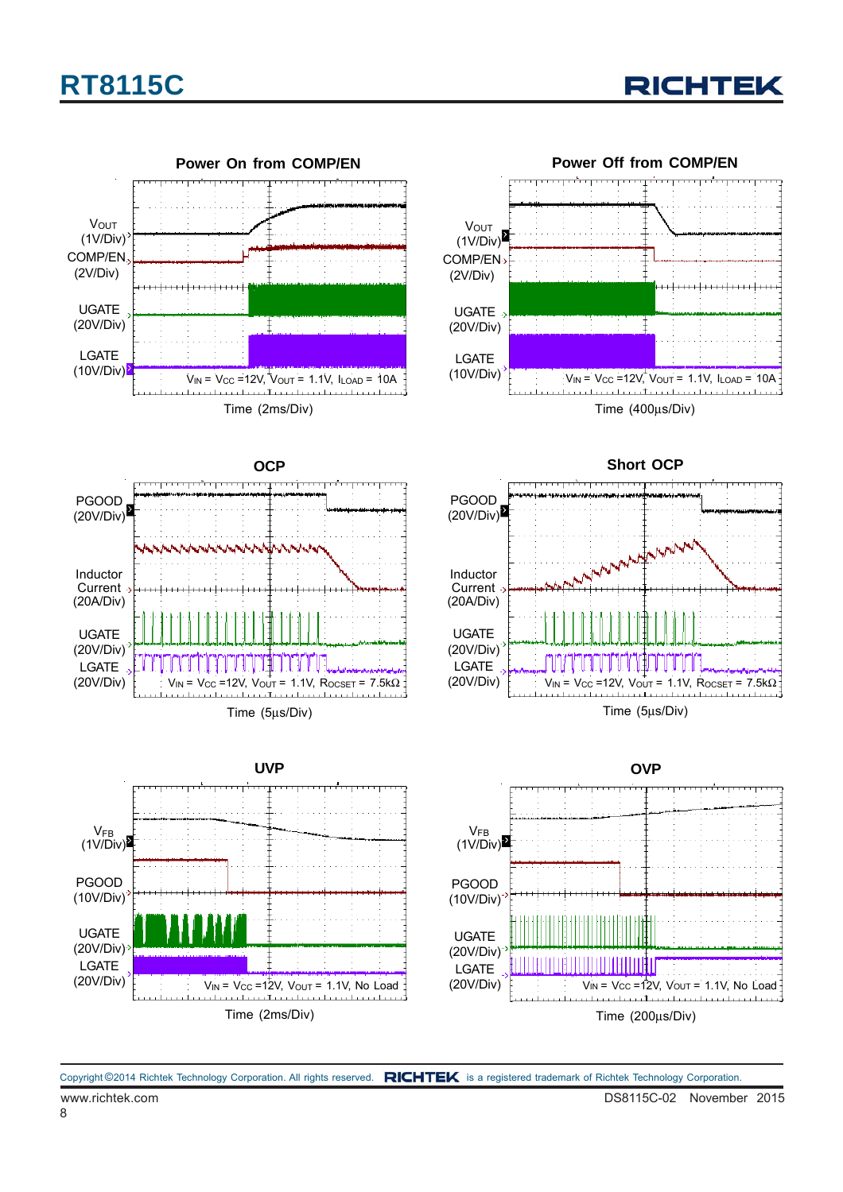### Power On from COMP/EN

$V_{OUT}$ (1V/Div)

COMP/EN (2V/Div)

UGATE (20V/Div)

LGATE (10V/Div)

$V_{IN}$ = $V_{CC}$ = 12V, $V_{OUT}$ = 1.1V, $I_{LOAD}$ = 10A

Time (2ms/Div)

### Power Off from COMP/EN

$V_{OUT}$ (1V/Div)

COMP/EN (2V/Div)

UGATE (20V/Div)

LGATE (10V/Div)

$V_{IN}$ = $V_{CC}$ = 12V, $V_{OUT}$ = 1.1V, $I_{LOAD}$ = 10A

Time (400μs/Div)

### OCP

PGOOD (20V/Div)

Inductor Current (20A/Div)

UGATE (20V/Div)

LGATE (20V/Div)

$V_{IN}$ = $V_{CC}$ = 12V, $V_{OUT}$ = 1.1V, $R_{OCSET}$ = 7.5kΩ

Time (5μs/Div)

### Short OCP

PGOOD (20V/Div)

Inductor Current (20A/Div)

UGATE (20V/Div)

LGATE (20V/Div)

$V_{IN}$ = $V_{CC}$ = 12V, $V_{OUT}$ = 1.1V, $R_{OCSET}$ = 7.5kΩ

Time (5μs/Div)

### UVP

$V_{FB}$ (1V/Div)

PGOOD (10V/Div)

UGATE (20V/Div)

LGATE (20V/Div)

$V_{IN}$ = $V_{CC}$ = 12V, $V_{OUT}$ = 1.1V, No Load

Time (2ms/Div)

### OVP

$V_{FB}$ (1V/Div)

PGOOD (10V/Div)

UGATE (20V/Div)

LGATE (20V/Div)

$V_{IN}$ = $V_{CC}$ = 12V, $V_{OUT}$ = 1.1V, No Load

Time (200μs/Div)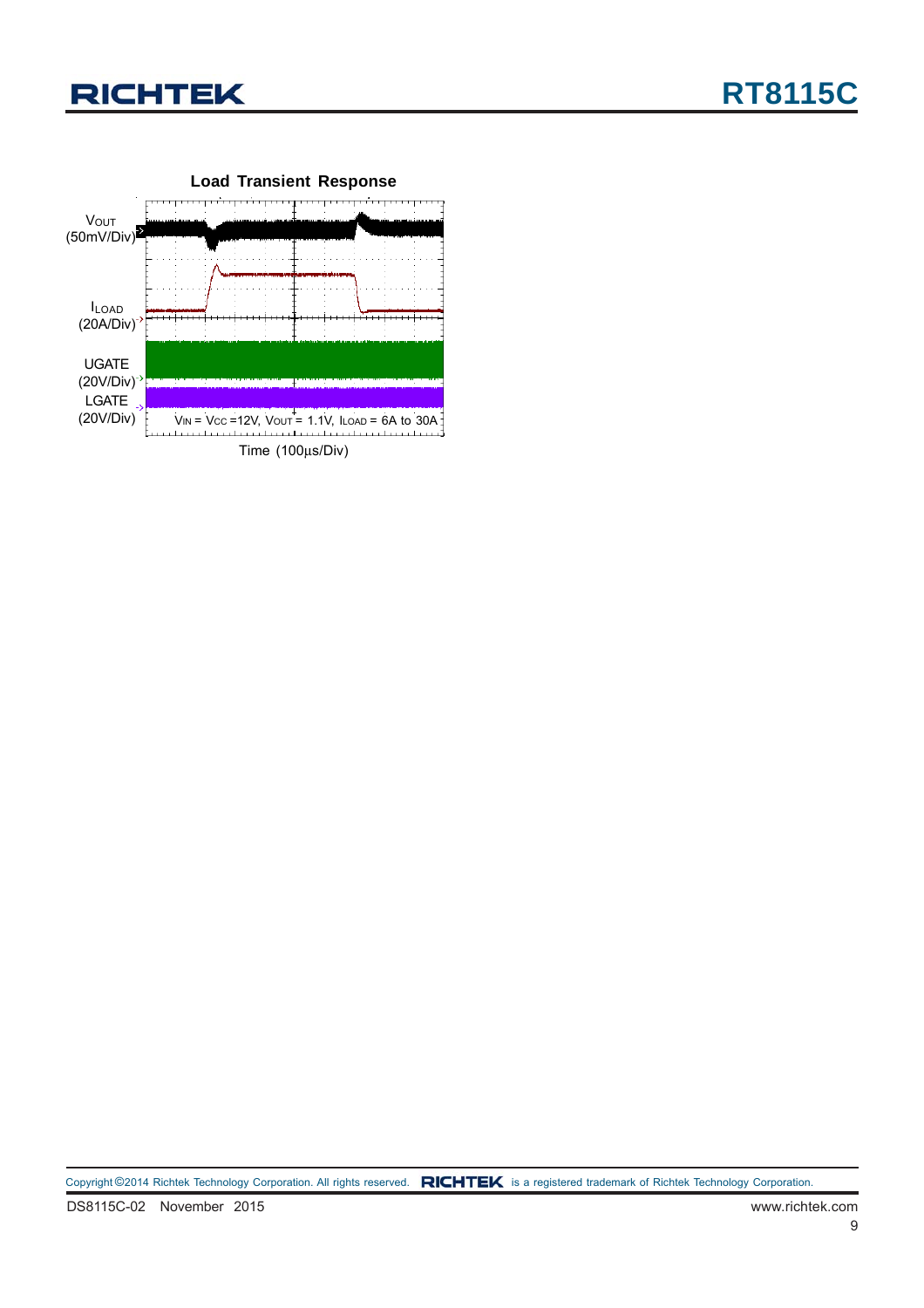**Load Transient Response**

$V_{OUT}$ (50mV/Div)

$I_{LOAD}$ (20A/Div)

UGATE (20V/Div)

LGATE (20V/Div)

$V_{IN}$ = $V_{CC}$ =12V, $V_{OUT}$ = 1.1V, $I_{LOAD}$ = 6A to 30A

Time (100μs/Div)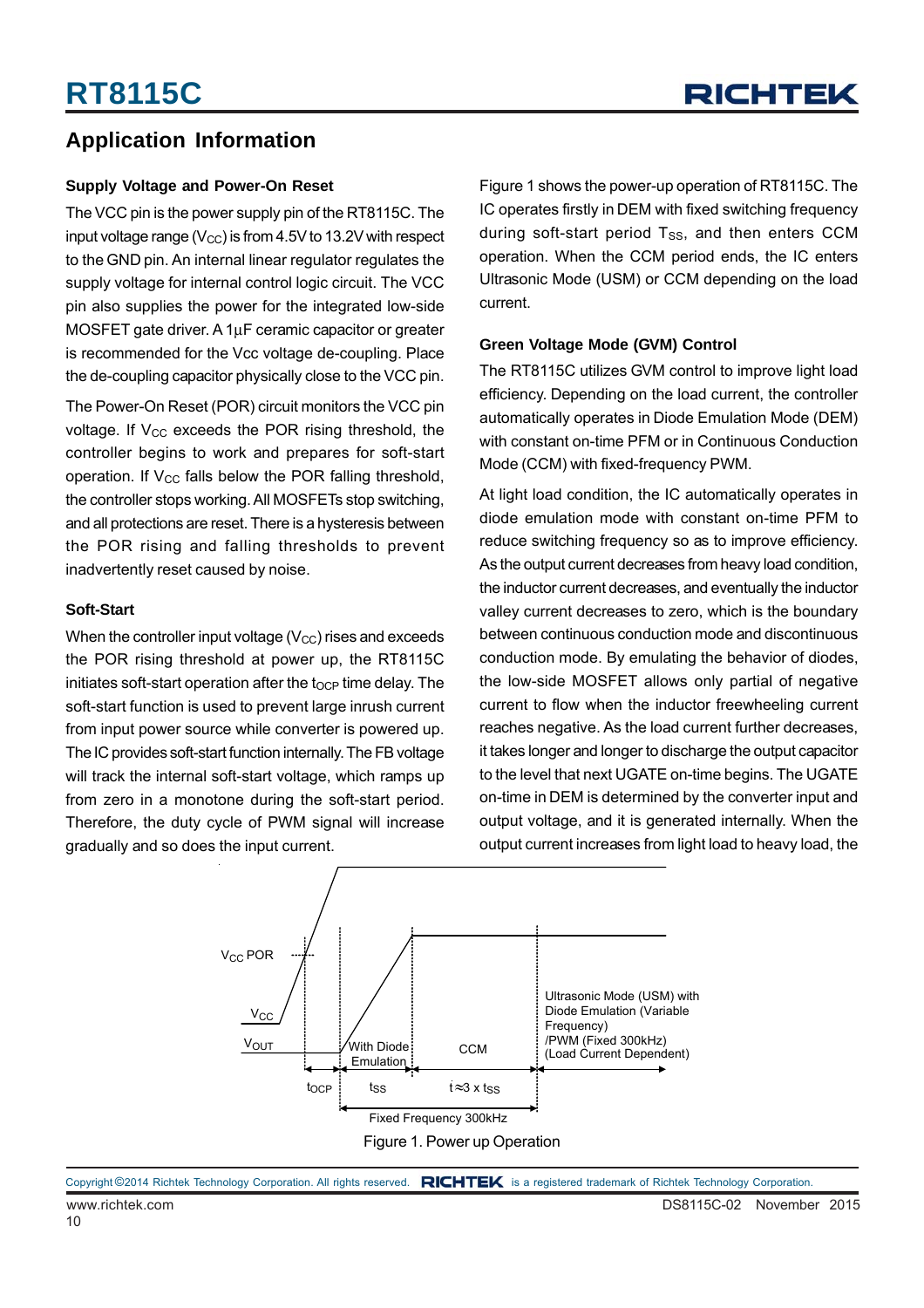## Application Information

### Supply Voltage and Power-On Reset

The VCC pin is the power supply pin of the RT8115C. The input voltage range ($V_{CC}$) is from 4.5V to 13.2V with respect to the GND pin. An internal linear regulator regulates the supply voltage for internal control logic circuit. The VCC pin also supplies the power for the integrated low-side MOSFET gate driver. A 1μF ceramic capacitor or greater is recommended for the Vcc voltage de-coupling. Place the de-coupling capacitor physically close to the VCC pin.

The Power-On Reset (POR) circuit monitors the VCC pin voltage. If $V_{CC}$ exceeds the POR rising threshold, the controller begins to work and prepares for soft-start operation. If $V_{CC}$ falls below the POR falling threshold, the controller stops working. All MOSFETs stop switching, and all protections are reset. There is a hysteresis between the POR rising and falling thresholds to prevent inadvertently reset caused by noise.

### Soft-Start

When the controller input voltage ($V_{CC}$) rises and exceeds the POR rising threshold at power up, the RT8115C initiates soft-start operation after the $t_{OCP}$ time delay. The soft-start function is used to prevent large inrush current from input power source while converter is powered up. The IC provides soft-start function internally. The FB voltage will track the internal soft-start voltage, which ramps up from zero in a monotone during the soft-start period. Therefore, the duty cycle of PWM signal will increase gradually and so does the input current.

Figure 1 shows the power-up operation of RT8115C. The IC operates firstly in DEM with fixed switching frequency during soft-start period $T_{SS}$, and then enters CCM operation. When the CCM period ends, the IC enters Ultrasonic Mode (USM) or CCM depending on the load current.

### Green Voltage Mode (GVM) Control

The RT8115C utilizes GVM control to improve light load efficiency. Depending on the load current, the controller automatically operates in Diode Emulation Mode (DEM) with constant on-time PFM or in Continuous Conduction Mode (CCM) with fixed-frequency PWM.

At light load condition, the IC automatically operates in diode emulation mode with constant on-time PFM to reduce switching frequency so as to improve efficiency. As the output current decreases from heavy load condition, the inductor current decreases, and eventually the inductor valley current decreases to zero, which is the boundary between continuous conduction mode and discontinuous conduction mode. By emulating the behavior of diodes, the low-side MOSFET allows only partial of negative current to flow when the inductor freewheeling current reaches negative. As the load current further decreases, it takes longer and longer to discharge the output capacitor to the level that next UGATE on-time begins. The UGATE on-time in DEM is determined by the converter input and output voltage, and it is generated internally. When the output current increases from light load to heavy load, the

$V_{CC}$ POR

$V_{CC}$

$V_{OUT}$

With Diode Emulation

CCM

Ultrasonic Mode (USM) with Diode Emulation (Variable Frequency) /PWM (Fixed 300kHz) (Load Current Dependent)

$t_{OCP}$ $t_{SS}$ $t \approx 3 \times t_{SS}$

Fixed Frequency 300kHz

Figure 1. Power up Operation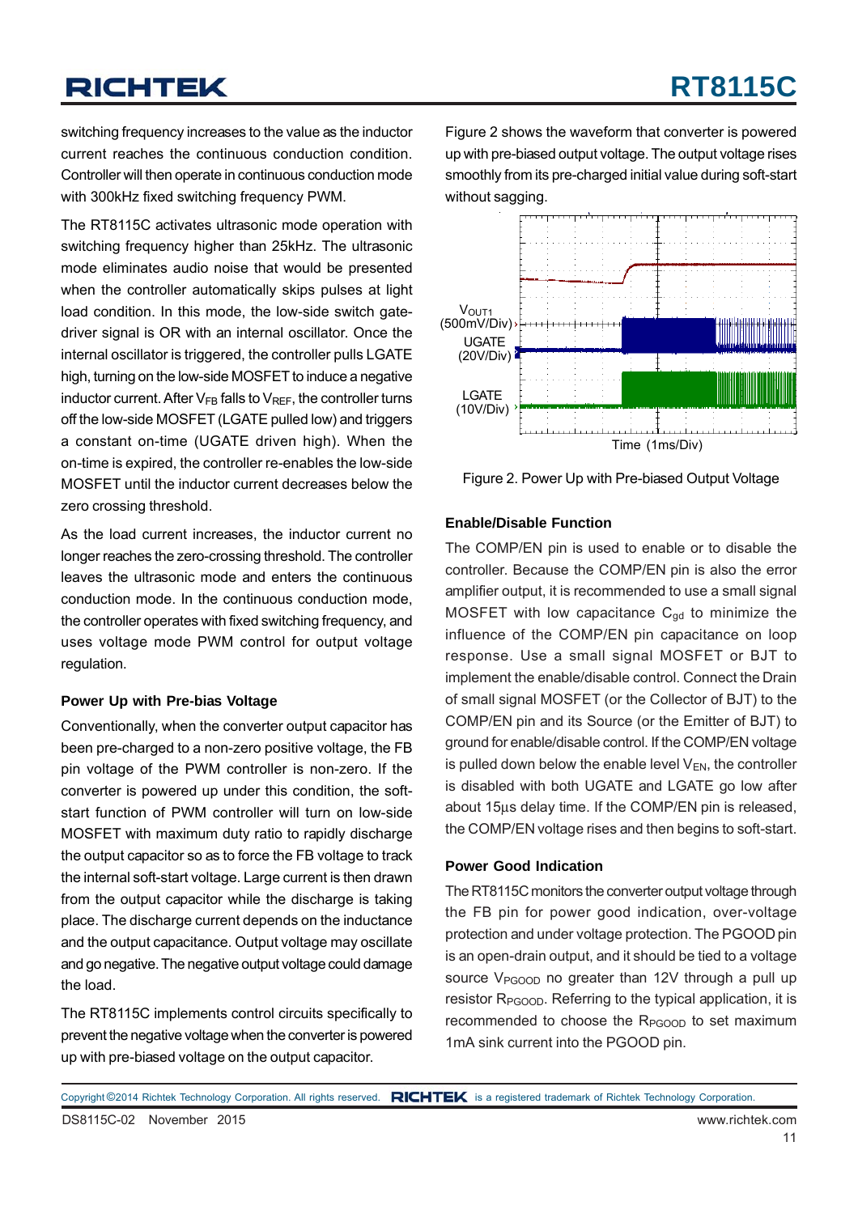switching frequency increases to the value as the inductor current reaches the continuous conduction condition. Controller will then operate in continuous conduction mode with 300kHz fixed switching frequency PWM.

The RT8115C activates ultrasonic mode operation with switching frequency higher than 25kHz. The ultrasonic mode eliminates audio noise that would be presented when the controller automatically skips pulses at light load condition. In this mode, the low-side switch gate-driver signal is OR with an internal oscillator. Once the internal oscillator is triggered, the controller pulls LGATE high, turning on the low-side MOSFET to induce a negative inductor current. After $V_{FB}$ falls to $V_{REF}$, the controller turns off the low-side MOSFET (LGATE pulled low) and triggers a constant on-time (UGATE driven high). When the on-time is expired, the controller re-enables the low-side MOSFET until the inductor current decreases below the zero crossing threshold.

As the load current increases, the inductor current no longer reaches the zero-crossing threshold. The controller leaves the ultrasonic mode and enters the continuous conduction mode. In the continuous conduction mode, the controller operates with fixed switching frequency, and uses voltage mode PWM control for output voltage regulation.

### Power Up with Pre-bias Voltage

Conventionally, when the converter output capacitor has been pre-charged to a non-zero positive voltage, the FB pin voltage of the PWM controller is non-zero. If the converter is powered up under this condition, the soft-start function of PWM controller will turn on low-side MOSFET with maximum duty ratio to rapidly discharge the output capacitor so as to force the FB voltage to track the internal soft-start voltage. Large current is then drawn from the output capacitor while the discharge is taking place. The discharge current depends on the inductance and the output capacitance. Output voltage may oscillate and go negative. The negative output voltage could damage the load.

The RT8115C implements control circuits specifically to prevent the negative voltage when the converter is powered up with pre-biased voltage on the output capacitor.

Figure 2 shows the waveform that converter is powered up with pre-biased output voltage. The output voltage rises smoothly from its pre-charged initial value during soft-start without sagging.

$V_{OUT1}$ (500mV/Div)
UGATE (20V/Div)
LGATE (10V/Div)
Time (1ms/Div)

Figure 2. Power Up with Pre-biased Output Voltage

### Enable/Disable Function

The COMP/EN pin is used to enable or to disable the controller. Because the COMP/EN pin is also the error amplifier output, it is recommended to use a small signal MOSFET with low capacitance $C_{gd}$ to minimize the influence of the COMP/EN pin capacitance on loop response. Use a small signal MOSFET or BJT to implement the enable/disable control. Connect the Drain of small signal MOSFET (or the Collector of BJT) to the COMP/EN pin and its Source (or the Emitter of BJT) to ground for enable/disable control. If the COMP/EN voltage is pulled down below the enable level $V_{EN}$, the controller is disabled with both UGATE and LGATE go low after about 15μs delay time. If the COMP/EN pin is released, the COMP/EN voltage rises and then begins to soft-start.

### Power Good Indication

The RT8115C monitors the converter output voltage through the FB pin for power good indication, over-voltage protection and under voltage protection. The PGOOD pin is an open-drain output, and it should be tied to a voltage source $V_{PGOOD}$ no greater than 12V through a pull up resistor $R_{PGOOD}$. Referring to the typical application, it is recommended to choose the $R_{PGOOD}$ to set maximum 1mA sink current into the PGOOD pin.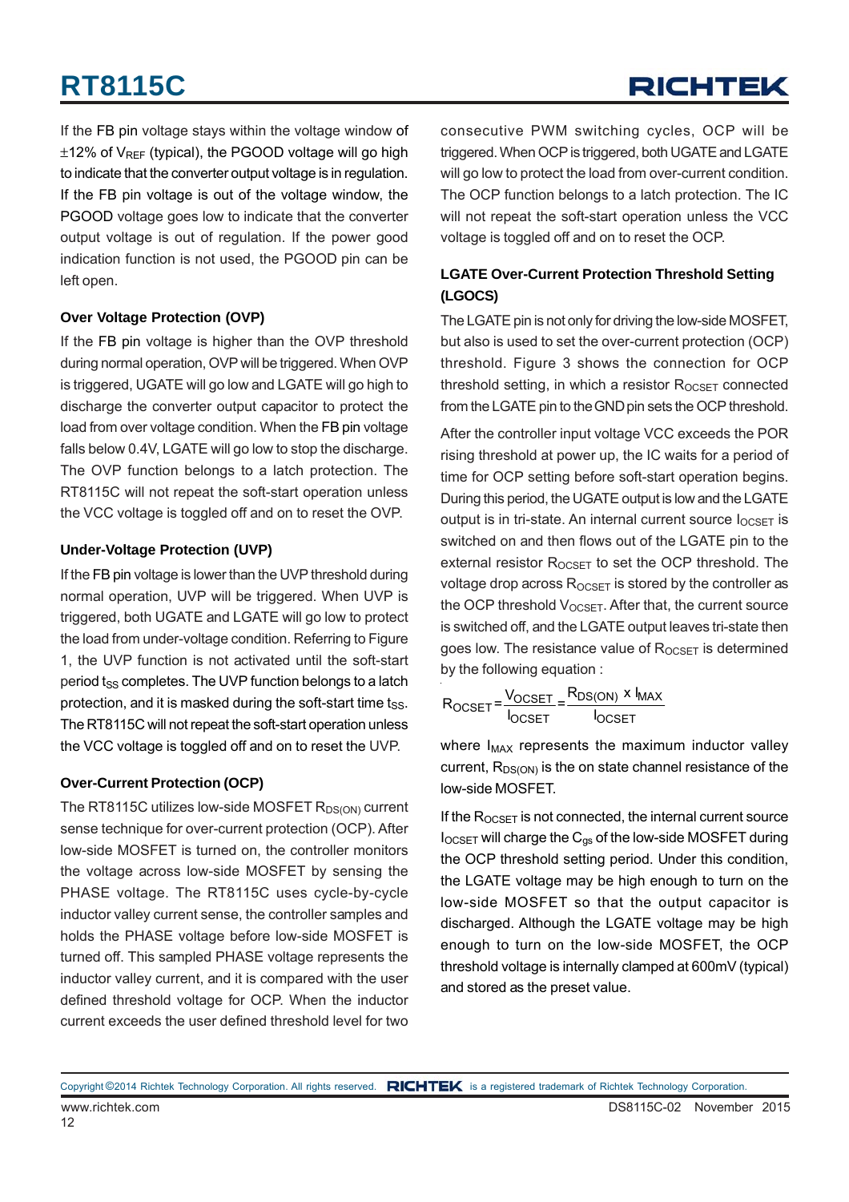If the FB pin voltage stays within the voltage window of ±12% of $V_{REF}$ (typical), the PGOOD voltage will go high to indicate that the converter output voltage is in regulation. If the FB pin voltage is out of the voltage window, the PGOOD voltage goes low to indicate that the converter output voltage is out of regulation. If the power good indication function is not used, the PGOOD pin can be left open.

### Over Voltage Protection (OVP)

If the FB pin voltage is higher than the OVP threshold during normal operation, OVP will be triggered. When OVP is triggered, UGATE will go low and LGATE will go high to discharge the converter output capacitor to protect the load from over voltage condition. When the FB pin voltage falls below 0.4V, LGATE will go low to stop the discharge. The OVP function belongs to a latch protection. The RT8115C will not repeat the soft-start operation unless the VCC voltage is toggled off and on to reset the OVP.

### Under-Voltage Protection (UVP)

If the FB pin voltage is lower than the UVP threshold during normal operation, UVP will be triggered. When UVP is triggered, both UGATE and LGATE will go low to protect the load from under-voltage condition. Referring to Figure 1, the UVP function is not activated until the soft-start period $t_{SS}$ completes. The UVP function belongs to a latch protection, and it is masked during the soft-start time $t_{SS}$. The RT8115C will not repeat the soft-start operation unless the VCC voltage is toggled off and on to reset the UVP.

### Over-Current Protection (OCP)

The RT8115C utilizes low-side MOSFET $R_{DS(ON)}$ current sense technique for over-current protection (OCP). After low-side MOSFET is turned on, the controller monitors the voltage across low-side MOSFET by sensing the PHASE voltage. The RT8115C uses cycle-by-cycle inductor valley current sense, the controller samples and holds the PHASE voltage before low-side MOSFET is turned off. This sampled PHASE voltage represents the inductor valley current, and it is compared with the user defined threshold voltage for OCP. When the inductor current exceeds the user defined threshold level for two consecutive PWM switching cycles, OCP will be triggered. When OCP is triggered, both UGATE and LGATE will go low to protect the load from over-current condition. The OCP function belongs to a latch protection. The IC will not repeat the soft-start operation unless the VCC voltage is toggled off and on to reset the OCP.

### LGATE Over-Current Protection Threshold Setting (LGOCS)

The LGATE pin is not only for driving the low-side MOSFET, but also is used to set the over-current protection (OCP) threshold. Figure 3 shows the connection for OCP threshold setting, in which a resistor $R_{OCSET}$ connected from the LGATE pin to the GND pin sets the OCP threshold.

After the controller input voltage VCC exceeds the POR rising threshold at power up, the IC waits for a period of time for OCP setting before soft-start operation begins. During this period, the UGATE output is low and the LGATE output is in tri-state. An internal current source $I_{OCSET}$ is switched on and then flows out of the LGATE pin to the external resistor $R_{OCSET}$ to set the OCP threshold. The voltage drop across $R_{OCSET}$ is stored by the controller as the OCP threshold $V_{OCSET}$. After that, the current source is switched off, and the LGATE output leaves tri-state then goes low. The resistance value of $R_{OCSET}$ is determined by the following equation :

$$R_{OCSET} = \frac{V_{OCSET}}{I_{OCSET}} = \frac{R_{DS(ON)} \times I_{MAX}}{I_{OCSET}}$$

where $I_{MAX}$ represents the maximum inductor valley current, $R_{DS(ON)}$ is the on state channel resistance of the low-side MOSFET.

If the $R_{OCSET}$ is not connected, the internal current source $I_{OCSET}$ will charge the $C_{gs}$ of the low-side MOSFET during the OCP threshold setting period. Under this condition, the LGATE voltage may be high enough to turn on the low-side MOSFET so that the output capacitor is discharged. Although the LGATE voltage may be high enough to turn on the low-side MOSFET, the OCP threshold voltage is internally clamped at 600mV (typical) and stored as the preset value.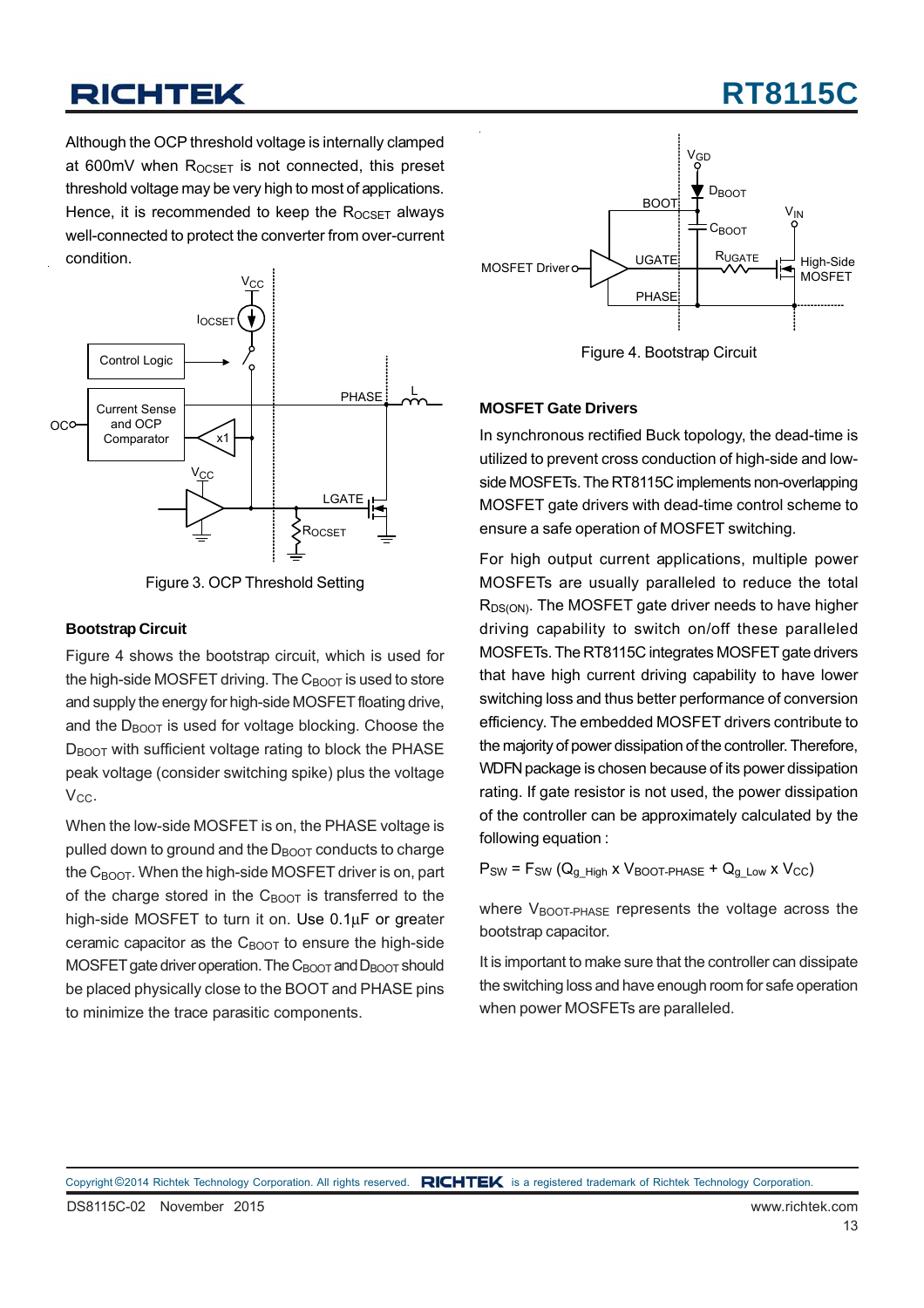Although the OCP threshold voltage is internally clamped at 600mV when $R_{OCSET}$ is not connected, this preset threshold voltage may be very high to most of applications. Hence, it is recommended to keep the $R_{OCSET}$ always well-connected to protect the converter from over-current condition.

Figure 3. OCP Threshold Setting

### Bootstrap Circuit

Figure 4 shows the bootstrap circuit, which is used for the high-side MOSFET driving. The $C_{BOOT}$ is used to store and supply the energy for high-side MOSFET floating drive, and the $D_{BOOT}$ is used for voltage blocking. Choose the $D_{BOOT}$ with sufficient voltage rating to block the PHASE peak voltage (consider switching spike) plus the voltage $V_{CC}$.

When the low-side MOSFET is on, the PHASE voltage is pulled down to ground and the $D_{BOOT}$ conducts to charge the $C_{BOOT}$. When the high-side MOSFET driver is on, part of the charge stored in the $C_{BOOT}$ is transferred to the high-side MOSFET to turn it on. Use 0.1µF or greater ceramic capacitor as the $C_{BOOT}$ to ensure the high-side MOSFET gate driver operation. The $C_{BOOT}$ and $D_{BOOT}$ should be placed physically close to the BOOT and PHASE pins to minimize the trace parasitic components.

Figure 4. Bootstrap Circuit

### MOSFET Gate Drivers

In synchronous rectified Buck topology, the dead-time is utilized to prevent cross conduction of high-side and low-side MOSFETs. The RT8115C implements non-overlapping MOSFET gate drivers with dead-time control scheme to ensure a safe operation of MOSFET switching.

For high output current applications, multiple power MOSFETs are usually paralleled to reduce the total $R_{DS(ON)}$. The MOSFET gate driver needs to have higher driving capability to switch on/off these paralleled MOSFETs. The RT8115C integrates MOSFET gate drivers that have high current driving capability to have lower switching loss and thus better performance of conversion efficiency. The embedded MOSFET drivers contribute to the majority of power dissipation of the controller. Therefore, WDFN package is chosen because of its power dissipation rating. If gate resistor is not used, the power dissipation of the controller can be approximately calculated by the following equation :

$$P_{SW} = F_{SW}\ (Q_{g\_High} \times V_{BOOT\text{-}PHASE} + Q_{g\_Low} \times V_{CC})$$

where $V_{BOOT\text{-}PHASE}$ represents the voltage across the bootstrap capacitor.

It is important to make sure that the controller can dissipate the switching loss and have enough room for safe operation when power MOSFETs are paralleled.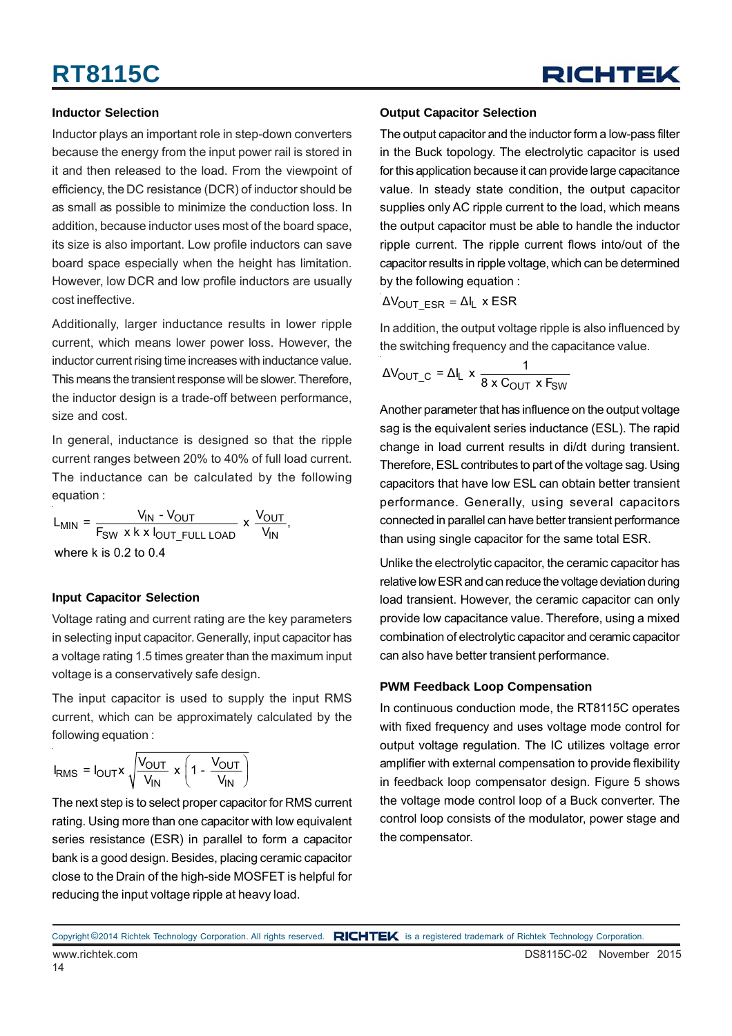### Inductor Selection

Inductor plays an important role in step-down converters because the energy from the input power rail is stored in it and then released to the load. From the viewpoint of efficiency, the DC resistance (DCR) of inductor should be as small as possible to minimize the conduction loss. In addition, because inductor uses most of the board space, its size is also important. Low profile inductors can save board space especially when the height has limitation. However, low DCR and low profile inductors are usually cost ineffective.

Additionally, larger inductance results in lower ripple current, which means lower power loss. However, the inductor current rising time increases with inductance value. This means the transient response will be slower. Therefore, the inductor design is a trade-off between performance, size and cost.

In general, inductance is designed so that the ripple current ranges between 20% to 40% of full load current. The inductance can be calculated by the following equation :

$$L_{MIN} = \frac{V_{IN} - V_{OUT}}{F_{SW} \times k \times I_{OUT\_FULL\ LOAD}} \times \frac{V_{OUT}}{V_{IN}},$$

where k is 0.2 to 0.4

### Input Capacitor Selection

Voltage rating and current rating are the key parameters in selecting input capacitor. Generally, input capacitor has a voltage rating 1.5 times greater than the maximum input voltage is a conservatively safe design.

The input capacitor is used to supply the input RMS current, which can be approximately calculated by the following equation :

$$I_{RMS} = I_{OUT} \times \sqrt{\frac{V_{OUT}}{V_{IN}} \times \left(1 - \frac{V_{OUT}}{V_{IN}}\right)}$$

The next step is to select proper capacitor for RMS current rating. Using more than one capacitor with low equivalent series resistance (ESR) in parallel to form a capacitor bank is a good design. Besides, placing ceramic capacitor close to the Drain of the high-side MOSFET is helpful for reducing the input voltage ripple at heavy load.

### Output Capacitor Selection

The output capacitor and the inductor form a low-pass filter in the Buck topology. The electrolytic capacitor is used for this application because it can provide large capacitance value. In steady state condition, the output capacitor supplies only AC ripple current to the load, which means the output capacitor must be able to handle the inductor ripple current. The ripple current flows into/out of the capacitor results in ripple voltage, which can be determined by the following equation :

$$\Delta V_{OUT\_ESR} = \Delta I_L \times ESR$$

In addition, the output voltage ripple is also influenced by the switching frequency and the capacitance value.

$$\Delta V_{OUT\_C} = \Delta I_L \times \frac{1}{8 \times C_{OUT} \times F_{SW}}$$

Another parameter that has influence on the output voltage sag is the equivalent series inductance (ESL). The rapid change in load current results in di/dt during transient. Therefore, ESL contributes to part of the voltage sag. Using capacitors that have low ESL can obtain better transient performance. Generally, using several capacitors connected in parallel can have better transient performance than using single capacitor for the same total ESR.

Unlike the electrolytic capacitor, the ceramic capacitor has relative low ESR and can reduce the voltage deviation during load transient. However, the ceramic capacitor can only provide low capacitance value. Therefore, using a mixed combination of electrolytic capacitor and ceramic capacitor can also have better transient performance.

### PWM Feedback Loop Compensation

In continuous conduction mode, the RT8115C operates with fixed frequency and uses voltage mode control for output voltage regulation. The IC utilizes voltage error amplifier with external compensation to provide flexibility in feedback loop compensator design. Figure 5 shows the voltage mode control loop of a Buck converter. The control loop consists of the modulator, power stage and the compensator.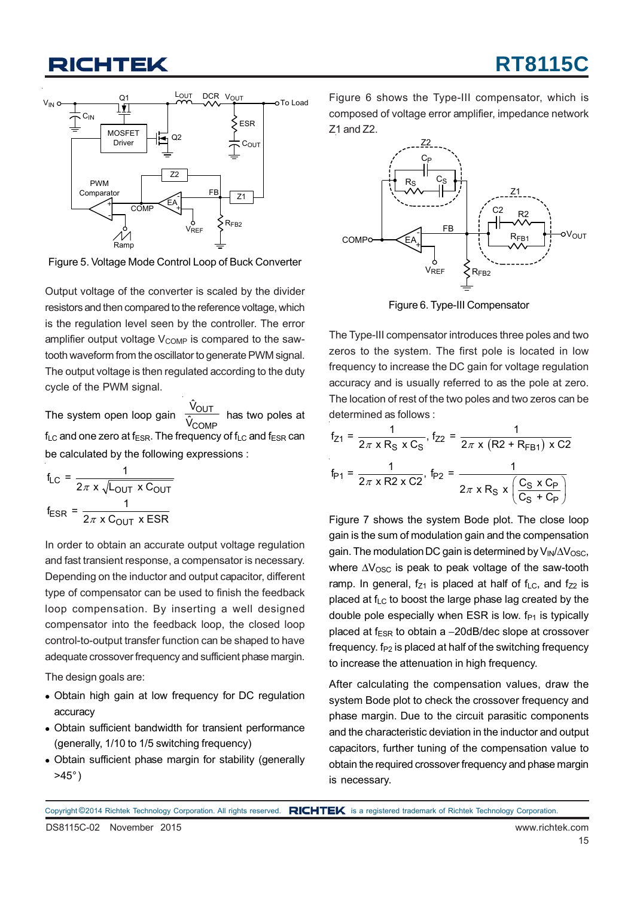Figure 5. Voltage Mode Control Loop of Buck Converter

Output voltage of the converter is scaled by the divider resistors and then compared to the reference voltage, which is the regulation level seen by the controller. The error amplifier output voltage $V_{COMP}$ is compared to the saw-tooth waveform from the oscillator to generate PWM signal. The output voltage is then regulated according to the duty cycle of the PWM signal.

The system open loop gain $\frac{\hat{V}_{OUT}}{\hat{V}_{COMP}}$ has two poles at $f_{LC}$ and one zero at $f_{ESR}$. The frequency of $f_{LC}$ and $f_{ESR}$ can be calculated by the following expressions :

$$f_{LC} = \frac{1}{2\pi \times \sqrt{L_{OUT} \times C_{OUT}}}$$

$$f_{ESR} = \frac{1}{2\pi \times C_{OUT} \times ESR}$$

In order to obtain an accurate output voltage regulation and fast transient response, a compensator is necessary. Depending on the inductor and output capacitor, different type of compensator can be used to finish the feedback loop compensation. By inserting a well designed compensator into the feedback loop, the closed loop control-to-output transfer function can be shaped to have adequate crossover frequency and sufficient phase margin.

The design goals are:

- Obtain high gain at low frequency for DC regulation accuracy
- Obtain sufficient bandwidth for transient performance (generally, 1/10 to 1/5 switching frequency)
- Obtain sufficient phase margin for stability (generally >45°)

Figure 6 shows the Type-III compensator, which is composed of voltage error amplifier, impedance network Z1 and Z2.

Figure 6. Type-III Compensator

The Type-III compensator introduces three poles and two zeros to the system. The first pole is located in low frequency to increase the DC gain for voltage regulation accuracy and is usually referred to as the pole at zero. The location of rest of the two poles and two zeros can be determined as follows :

$$f_{Z1} = \frac{1}{2\pi \times R_S \times C_S}, \quad f_{Z2} = \frac{1}{2\pi \times (R2 + R_{FB1}) \times C2}$$

$$f_{P1} = \frac{1}{2\pi \times R2 \times C2}, \quad f_{P2} = \frac{1}{2\pi \times R_S \times \left(\frac{C_S \times C_P}{C_S + C_P}\right)}$$

Figure 7 shows the system Bode plot. The close loop gain is the sum of modulation gain and the compensation gain. The modulation DC gain is determined by $V_{IN}/\Delta V_{OSC}$, where $\Delta V_{OSC}$ is peak to peak voltage of the saw-tooth ramp. In general, $f_{Z1}$ is placed at half of $f_{LC}$, and $f_{Z2}$ is placed at $f_{LC}$ to boost the large phase lag created by the double pole especially when ESR is low. $f_{P1}$ is typically placed at $f_{ESR}$ to obtain a −20dB/dec slope at crossover frequency. $f_{P2}$ is placed at half of the switching frequency to increase the attenuation in high frequency.

After calculating the compensation values, draw the system Bode plot to check the crossover frequency and phase margin. Due to the circuit parasitic components and the characteristic deviation in the inductor and output capacitors, further tuning of the compensation value to obtain the required crossover frequency and phase margin is necessary.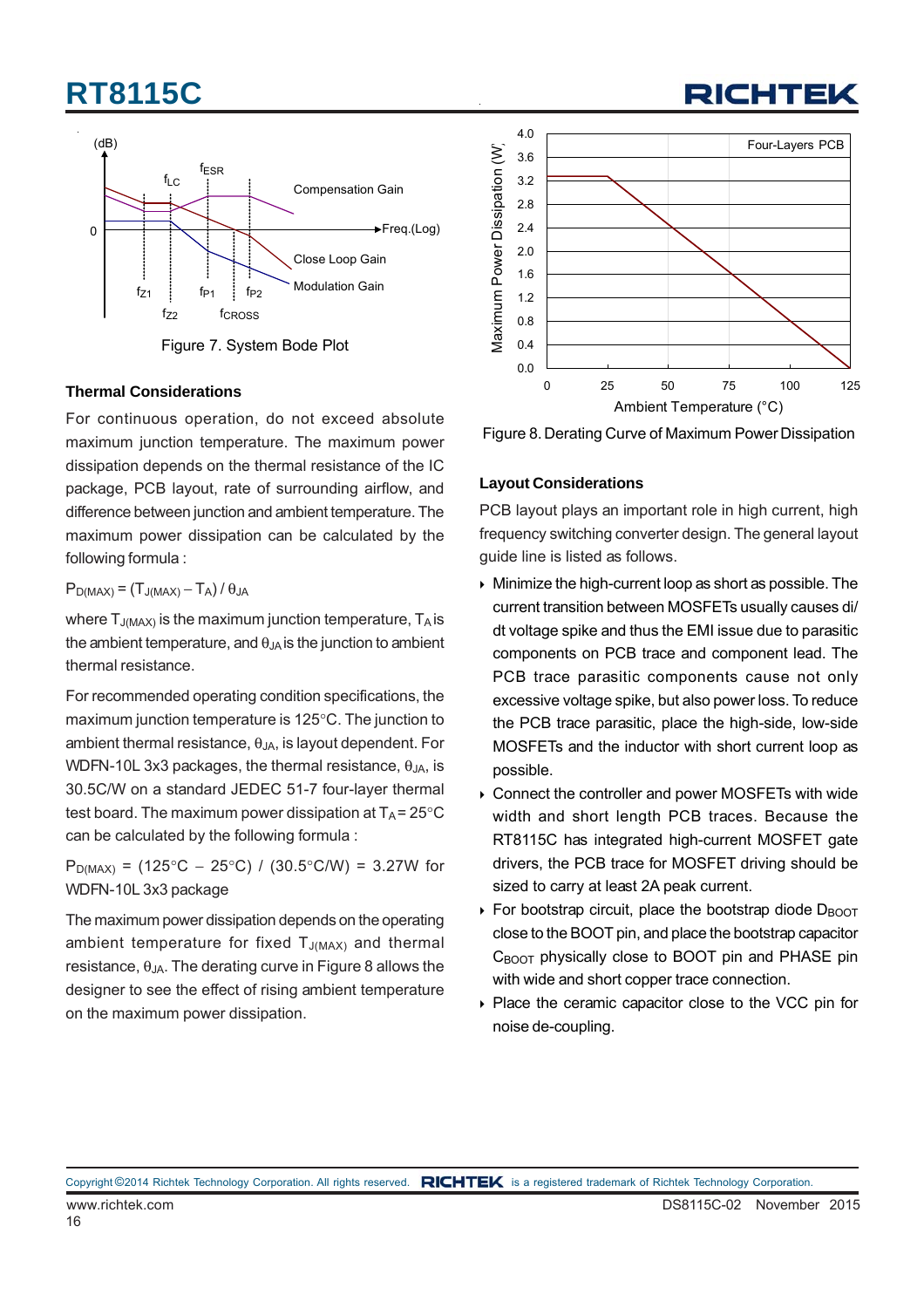Figure 7. System Bode Plot

### Thermal Considerations

For continuous operation, do not exceed absolute maximum junction temperature. The maximum power dissipation depends on the thermal resistance of the IC package, PCB layout, rate of surrounding airflow, and difference between junction and ambient temperature. The maximum power dissipation can be calculated by the following formula :

$P_{D(MAX)} = (T_{J(MAX)} - T_A) / \theta_{JA}$

where $T_{J(MAX)}$ is the maximum junction temperature, $T_A$ is the ambient temperature, and $\theta_{JA}$ is the junction to ambient thermal resistance.

For recommended operating condition specifications, the maximum junction temperature is 125°C. The junction to ambient thermal resistance, $\theta_{JA}$, is layout dependent. For WDFN-10L 3x3 packages, the thermal resistance, $\theta_{JA}$, is 30.5C/W on a standard JEDEC 51-7 four-layer thermal test board. The maximum power dissipation at $T_A$ = 25°C can be calculated by the following formula :

$P_{D(MAX)}$ = (125°C − 25°C) / (30.5°C/W) = 3.27W for WDFN-10L 3x3 package

The maximum power dissipation depends on the operating ambient temperature for fixed $T_{J(MAX)}$ and thermal resistance, $\theta_{JA}$. The derating curve in Figure 8 allows the designer to see the effect of rising ambient temperature on the maximum power dissipation.

Figure 8. Derating Curve of Maximum Power Dissipation

### Layout Considerations

PCB layout plays an important role in high current, high frequency switching converter design. The general layout guide line is listed as follows.

- Minimize the high-current loop as short as possible. The current transition between MOSFETs usually causes di/dt voltage spike and thus the EMI issue due to parasitic components on PCB trace and component lead. The PCB trace parasitic components cause not only excessive voltage spike, but also power loss. To reduce the PCB trace parasitic, place the high-side, low-side MOSFETs and the inductor with short current loop as possible.
- Connect the controller and power MOSFETs with wide width and short length PCB traces. Because the RT8115C has integrated high-current MOSFET gate drivers, the PCB trace for MOSFET driving should be sized to carry at least 2A peak current.
- For bootstrap circuit, place the bootstrap diode $D_{BOOT}$ close to the BOOT pin, and place the bootstrap capacitor $C_{BOOT}$ physically close to BOOT pin and PHASE pin with wide and short copper trace connection.
- Place the ceramic capacitor close to the VCC pin for noise de-coupling.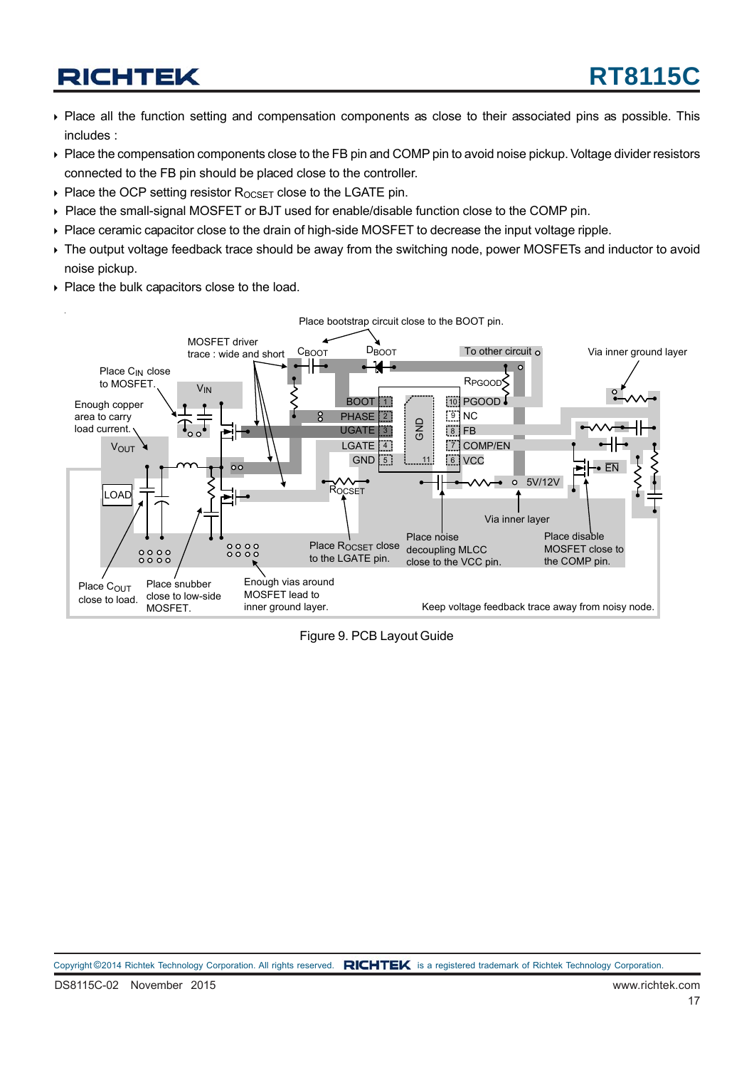- Place all the function setting and compensation components as close to their associated pins as possible. This includes :
- Place the compensation components close to the FB pin and COMP pin to avoid noise pickup. Voltage divider resistors connected to the FB pin should be placed close to the controller.
- Place the OCP setting resistor $R_{OCSET}$ close to the LGATE pin.
- Place the small-signal MOSFET or BJT used for enable/disable function close to the COMP pin.
- Place ceramic capacitor close to the drain of high-side MOSFET to decrease the input voltage ripple.
- The output voltage feedback trace should be away from the switching node, power MOSFETs and inductor to avoid noise pickup.
- Place the bulk capacitors close to the load.

Figure 9. PCB Layout Guide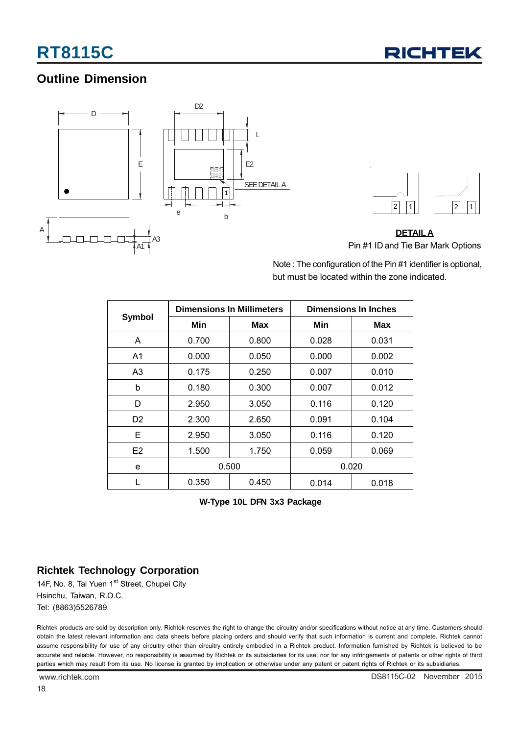## Outline Dimension

D

E

D2

L

E2

SEE DETAIL A

e

b

A

A1

A3

**DETAIL A**

Pin #1 ID and Tie Bar Mark Options

Note : The configuration of the Pin #1 identifier is optional, but must be located within the zone indicated.

| Symbol | Dimensions In Millimeters | | Dimensions In Inches | |
|---|---|---|---|---|
| | Min | Max | Min | Max |
| A | 0.700 | 0.800 | 0.028 | 0.031 |
| A1 | 0.000 | 0.050 | 0.000 | 0.002 |
| A3 | 0.175 | 0.250 | 0.007 | 0.010 |
| b | 0.180 | 0.300 | 0.007 | 0.012 |
| D | 2.950 | 3.050 | 0.116 | 0.120 |
| D2 | 2.300 | 2.650 | 0.091 | 0.104 |
| E | 2.950 | 3.050 | 0.116 | 0.120 |
| E2 | 1.500 | 1.750 | 0.059 | 0.069 |
| e | 0.500 | | 0.020 | |
| L | 0.350 | 0.450 | 0.014 | 0.018 |

**W-Type 10L DFN 3x3 Package**

### Richtek Technology Corporation

14F, No. 8, Tai Yuen 1st Street, Chupei City
Hsinchu, Taiwan, R.O.C.
Tel: (8863)5526789

Richtek products are sold by description only. Richtek reserves the right to change the circuitry and/or specifications without notice at any time. Customers should obtain the latest relevant information and data sheets before placing orders and should verify that such information is current and complete. Richtek cannot assume responsibility for use of any circuitry other than circuitry entirely embodied in a Richtek product. Information furnished by Richtek is believed to be accurate and reliable. However, no responsibility is assumed by Richtek or its subsidiaries for its use; nor for any infringements of patents or other rights of third parties which may result from its use. No license is granted by implication or otherwise under any patent or patent rights of Richtek or its subsidiaries.